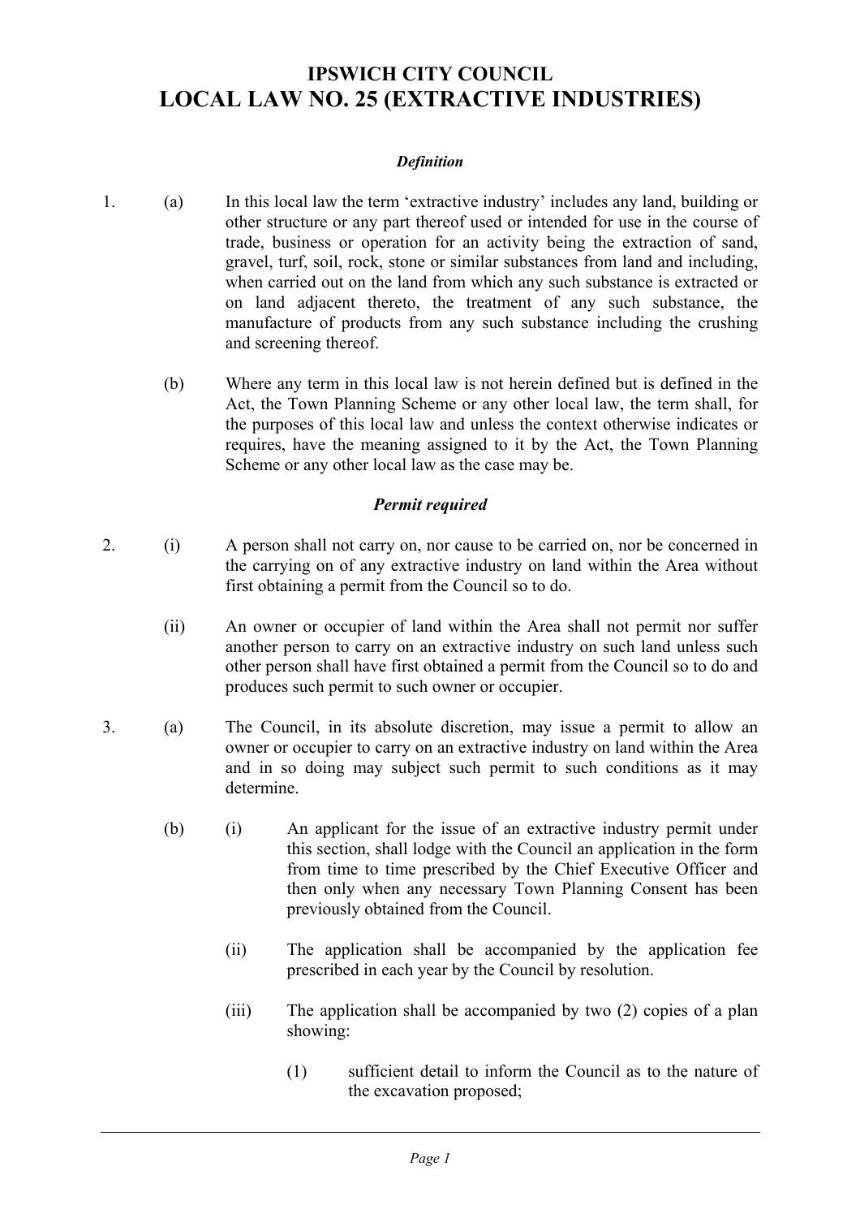# IPSWICH CITY COUNCIL
# LOCAL LAW NO. 25 (EXTRACTIVE INDUSTRIES)

***Definition***

1. (a) In this local law the term 'extractive industry' includes any land, building or other structure or any part thereof used or intended for use in the course of trade, business or operation for an activity being the extraction of sand, gravel, turf, soil, rock, stone or similar substances from land and including, when carried out on the land from which any such substance is extracted or on land adjacent thereto, the treatment of any such substance, the manufacture of products from any such substance including the crushing and screening thereof.

   (b) Where any term in this local law is not herein defined but is defined in the Act, the Town Planning Scheme or any other local law, the term shall, for the purposes of this local law and unless the context otherwise indicates or requires, have the meaning assigned to it by the Act, the Town Planning Scheme or any other local law as the case may be.

***Permit required***

2. (i) A person shall not carry on, nor cause to be carried on, nor be concerned in the carrying on of any extractive industry on land within the Area without first obtaining a permit from the Council so to do.

   (ii) An owner or occupier of land within the Area shall not permit nor suffer another person to carry on an extractive industry on such land unless such other person shall have first obtained a permit from the Council so to do and produces such permit to such owner or occupier.

3. (a) The Council, in its absolute discretion, may issue a permit to allow an owner or occupier to carry on an extractive industry on land within the Area and in so doing may subject such permit to such conditions as it may determine.

   (b) (i) An applicant for the issue of an extractive industry permit under this section, shall lodge with the Council an application in the form from time to time prescribed by the Chief Executive Officer and then only when any necessary Town Planning Consent has been previously obtained from the Council.

   (ii) The application shall be accompanied by the application fee prescribed in each year by the Council by resolution.

   (iii) The application shall be accompanied by two (2) copies of a plan showing:

   (1) sufficient detail to inform the Council as to the nature of the excavation proposed;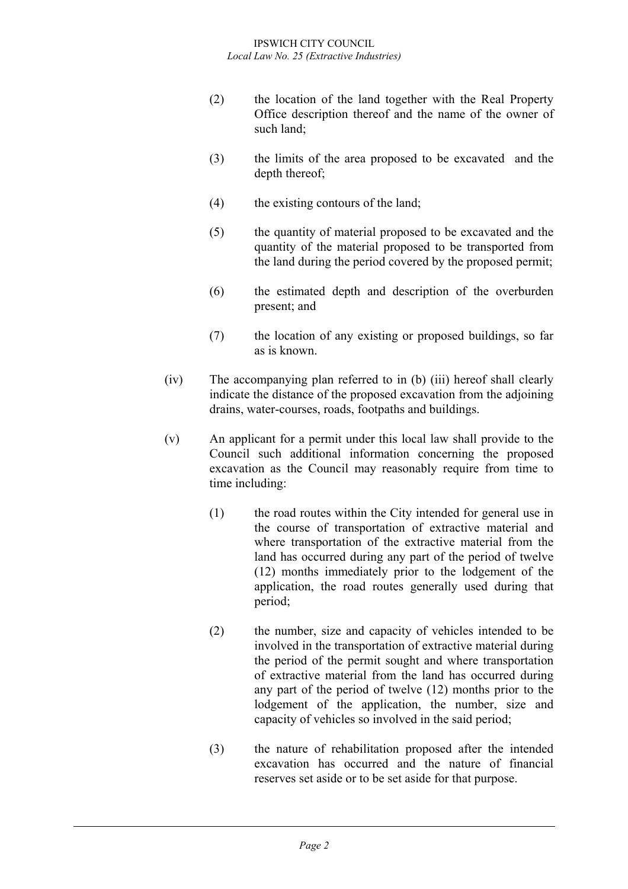(2) the location of the land together with the Real Property Office description thereof and the name of the owner of such land;

(3) the limits of the area proposed to be excavated and the depth thereof;

(4) the existing contours of the land;

(5) the quantity of material proposed to be excavated and the quantity of the material proposed to be transported from the land during the period covered by the proposed permit;

(6) the estimated depth and description of the overburden present; and

(7) the location of any existing or proposed buildings, so far as is known.

(iv) The accompanying plan referred to in (b) (iii) hereof shall clearly indicate the distance of the proposed excavation from the adjoining drains, water-courses, roads, footpaths and buildings.

(v) An applicant for a permit under this local law shall provide to the Council such additional information concerning the proposed excavation as the Council may reasonably require from time to time including:

(1) the road routes within the City intended for general use in the course of transportation of extractive material and where transportation of the extractive material from the land has occurred during any part of the period of twelve (12) months immediately prior to the lodgement of the application, the road routes generally used during that period;

(2) the number, size and capacity of vehicles intended to be involved in the transportation of extractive material during the period of the permit sought and where transportation of extractive material from the land has occurred during any part of the period of twelve (12) months prior to the lodgement of the application, the number, size and capacity of vehicles so involved in the said period;

(3) the nature of rehabilitation proposed after the intended excavation has occurred and the nature of financial reserves set aside or to be set aside for that purpose.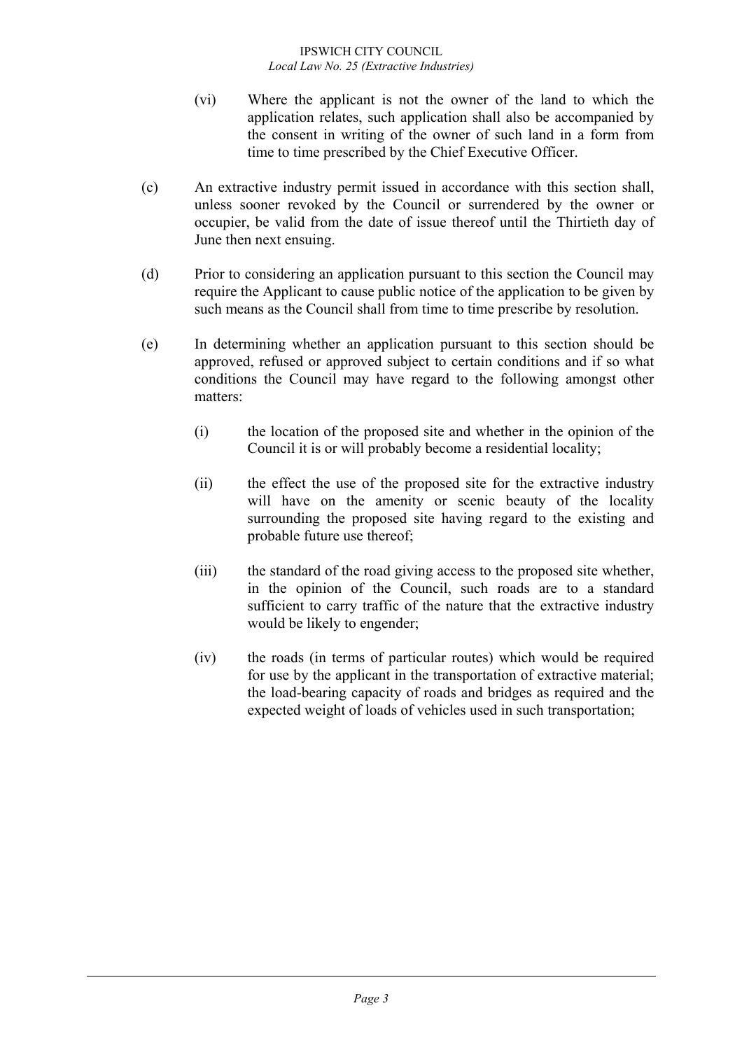(vi) Where the applicant is not the owner of the land to which the application relates, such application shall also be accompanied by the consent in writing of the owner of such land in a form from time to time prescribed by the Chief Executive Officer.

(c) An extractive industry permit issued in accordance with this section shall, unless sooner revoked by the Council or surrendered by the owner or occupier, be valid from the date of issue thereof until the Thirtieth day of June then next ensuing.

(d) Prior to considering an application pursuant to this section the Council may require the Applicant to cause public notice of the application to be given by such means as the Council shall from time to time prescribe by resolution.

(e) In determining whether an application pursuant to this section should be approved, refused or approved subject to certain conditions and if so what conditions the Council may have regard to the following amongst other matters:

(i) the location of the proposed site and whether in the opinion of the Council it is or will probably become a residential locality;

(ii) the effect the use of the proposed site for the extractive industry will have on the amenity or scenic beauty of the locality surrounding the proposed site having regard to the existing and probable future use thereof;

(iii) the standard of the road giving access to the proposed site whether, in the opinion of the Council, such roads are to a standard sufficient to carry traffic of the nature that the extractive industry would be likely to engender;

(iv) the roads (in terms of particular routes) which would be required for use by the applicant in the transportation of extractive material; the load-bearing capacity of roads and bridges as required and the expected weight of loads of vehicles used in such transportation;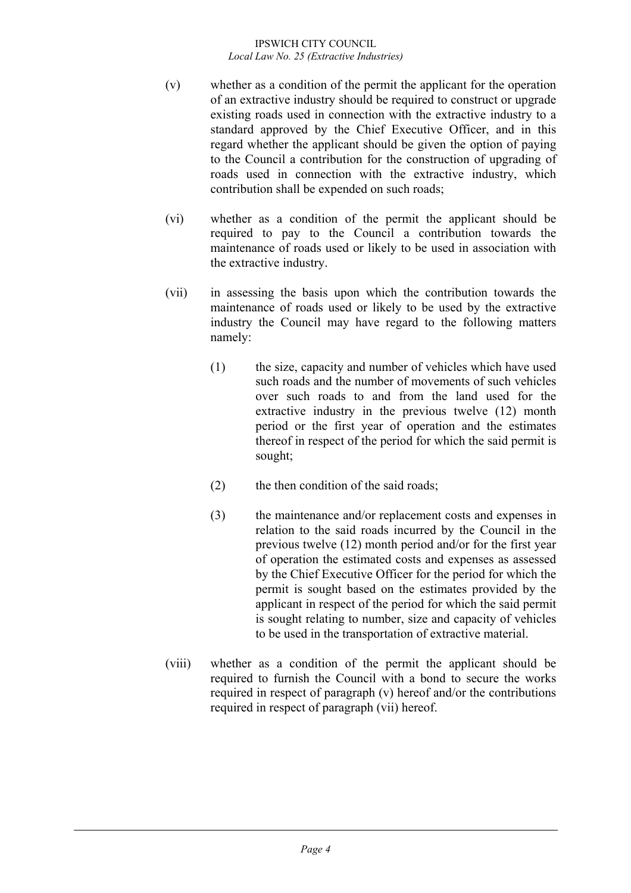(v) whether as a condition of the permit the applicant for the operation of an extractive industry should be required to construct or upgrade existing roads used in connection with the extractive industry to a standard approved by the Chief Executive Officer, and in this regard whether the applicant should be given the option of paying to the Council a contribution for the construction of upgrading of roads used in connection with the extractive industry, which contribution shall be expended on such roads;

(vi) whether as a condition of the permit the applicant should be required to pay to the Council a contribution towards the maintenance of roads used or likely to be used in association with the extractive industry.

(vii) in assessing the basis upon which the contribution towards the maintenance of roads used or likely to be used by the extractive industry the Council may have regard to the following matters namely:

  (1) the size, capacity and number of vehicles which have used such roads and the number of movements of such vehicles over such roads to and from the land used for the extractive industry in the previous twelve (12) month period or the first year of operation and the estimates thereof in respect of the period for which the said permit is sought;

  (2) the then condition of the said roads;

  (3) the maintenance and/or replacement costs and expenses in relation to the said roads incurred by the Council in the previous twelve (12) month period and/or for the first year of operation the estimated costs and expenses as assessed by the Chief Executive Officer for the period for which the permit is sought based on the estimates provided by the applicant in respect of the period for which the said permit is sought relating to number, size and capacity of vehicles to be used in the transportation of extractive material.

(viii) whether as a condition of the permit the applicant should be required to furnish the Council with a bond to secure the works required in respect of paragraph (v) hereof and/or the contributions required in respect of paragraph (vii) hereof.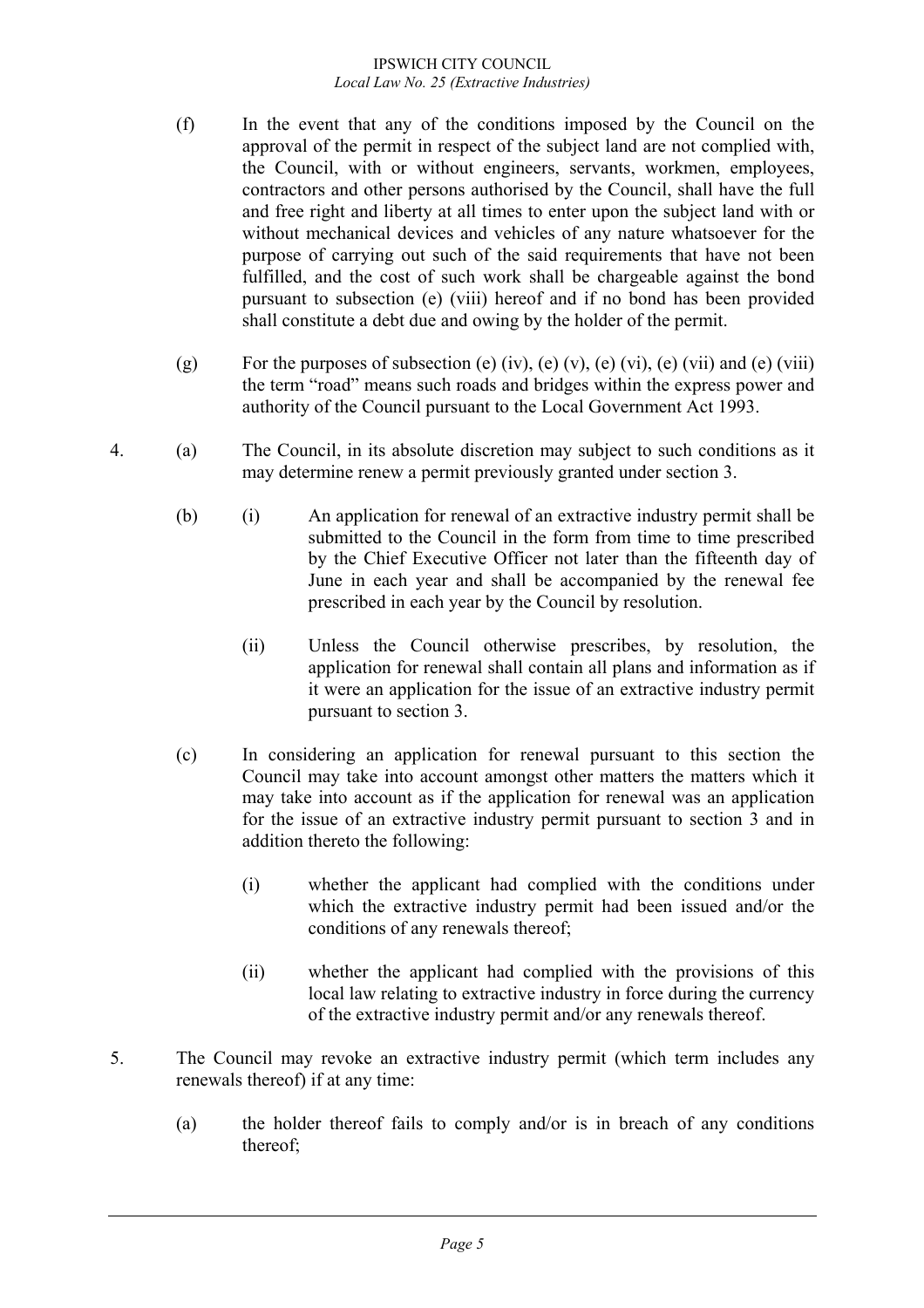(f) In the event that any of the conditions imposed by the Council on the approval of the permit in respect of the subject land are not complied with, the Council, with or without engineers, servants, workmen, employees, contractors and other persons authorised by the Council, shall have the full and free right and liberty at all times to enter upon the subject land with or without mechanical devices and vehicles of any nature whatsoever for the purpose of carrying out such of the said requirements that have not been fulfilled, and the cost of such work shall be chargeable against the bond pursuant to subsection (e) (viii) hereof and if no bond has been provided shall constitute a debt due and owing by the holder of the permit.

(g) For the purposes of subsection (e) (iv), (e) (v), (e) (vi), (e) (vii) and (e) (viii) the term "road" means such roads and bridges within the express power and authority of the Council pursuant to the Local Government Act 1993.

4. (a) The Council, in its absolute discretion may subject to such conditions as it may determine renew a permit previously granted under section 3.

(b) (i) An application for renewal of an extractive industry permit shall be submitted to the Council in the form from time to time prescribed by the Chief Executive Officer not later than the fifteenth day of June in each year and shall be accompanied by the renewal fee prescribed in each year by the Council by resolution.

(ii) Unless the Council otherwise prescribes, by resolution, the application for renewal shall contain all plans and information as if it were an application for the issue of an extractive industry permit pursuant to section 3.

(c) In considering an application for renewal pursuant to this section the Council may take into account amongst other matters the matters which it may take into account as if the application for renewal was an application for the issue of an extractive industry permit pursuant to section 3 and in addition thereto the following:

(i) whether the applicant had complied with the conditions under which the extractive industry permit had been issued and/or the conditions of any renewals thereof;

(ii) whether the applicant had complied with the provisions of this local law relating to extractive industry in force during the currency of the extractive industry permit and/or any renewals thereof.

5. The Council may revoke an extractive industry permit (which term includes any renewals thereof) if at any time:

(a) the holder thereof fails to comply and/or is in breach of any conditions thereof;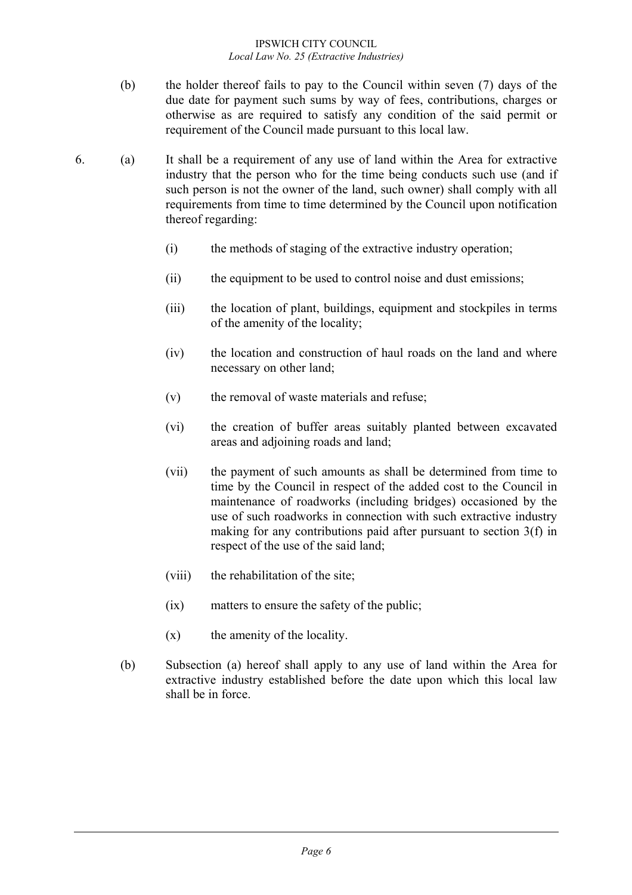(b) the holder thereof fails to pay to the Council within seven (7) days of the due date for payment such sums by way of fees, contributions, charges or otherwise as are required to satisfy any condition of the said permit or requirement of the Council made pursuant to this local law.

6. (a) It shall be a requirement of any use of land within the Area for extractive industry that the person who for the time being conducts such use (and if such person is not the owner of the land, such owner) shall comply with all requirements from time to time determined by the Council upon notification thereof regarding:

   (i) the methods of staging of the extractive industry operation;

   (ii) the equipment to be used to control noise and dust emissions;

   (iii) the location of plant, buildings, equipment and stockpiles in terms of the amenity of the locality;

   (iv) the location and construction of haul roads on the land and where necessary on other land;

   (v) the removal of waste materials and refuse;

   (vi) the creation of buffer areas suitably planted between excavated areas and adjoining roads and land;

   (vii) the payment of such amounts as shall be determined from time to time by the Council in respect of the added cost to the Council in maintenance of roadworks (including bridges) occasioned by the use of such roadworks in connection with such extractive industry making for any contributions paid after pursuant to section 3(f) in respect of the use of the said land;

   (viii) the rehabilitation of the site;

   (ix) matters to ensure the safety of the public;

   (x) the amenity of the locality.

(b) Subsection (a) hereof shall apply to any use of land within the Area for extractive industry established before the date upon which this local law shall be in force.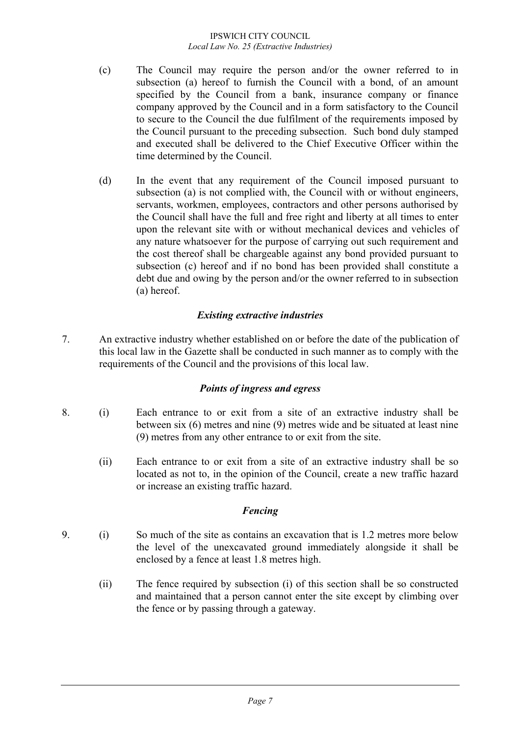(c) The Council may require the person and/or the owner referred to in subsection (a) hereof to furnish the Council with a bond, of an amount specified by the Council from a bank, insurance company or finance company approved by the Council and in a form satisfactory to the Council to secure to the Council the due fulfilment of the requirements imposed by the Council pursuant to the preceding subsection. Such bond duly stamped and executed shall be delivered to the Chief Executive Officer within the time determined by the Council.

(d) In the event that any requirement of the Council imposed pursuant to subsection (a) is not complied with, the Council with or without engineers, servants, workmen, employees, contractors and other persons authorised by the Council shall have the full and free right and liberty at all times to enter upon the relevant site with or without mechanical devices and vehicles of any nature whatsoever for the purpose of carrying out such requirement and the cost thereof shall be chargeable against any bond provided pursuant to subsection (c) hereof and if no bond has been provided shall constitute a debt due and owing by the person and/or the owner referred to in subsection (a) hereof.

### *Existing extractive industries*

7. An extractive industry whether established on or before the date of the publication of this local law in the Gazette shall be conducted in such manner as to comply with the requirements of the Council and the provisions of this local law.

### *Points of ingress and egress*

8. (i) Each entrance to or exit from a site of an extractive industry shall be between six (6) metres and nine (9) metres wide and be situated at least nine (9) metres from any other entrance to or exit from the site.

   (ii) Each entrance to or exit from a site of an extractive industry shall be so located as not to, in the opinion of the Council, create a new traffic hazard or increase an existing traffic hazard.

### *Fencing*

9. (i) So much of the site as contains an excavation that is 1.2 metres more below the level of the unexcavated ground immediately alongside it shall be enclosed by a fence at least 1.8 metres high.

   (ii) The fence required by subsection (i) of this section shall be so constructed and maintained that a person cannot enter the site except by climbing over the fence or by passing through a gateway.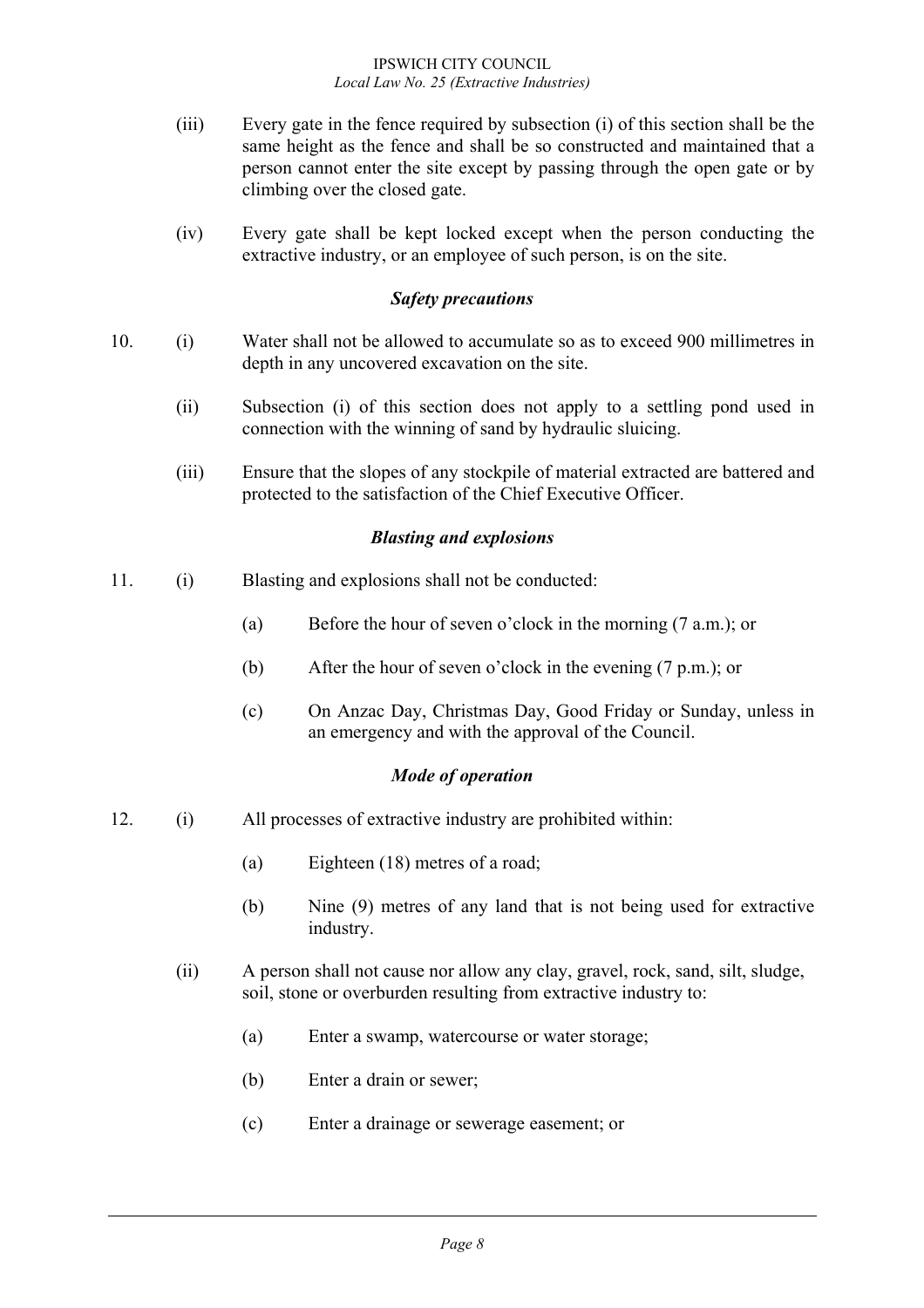(iii) Every gate in the fence required by subsection (i) of this section shall be the same height as the fence and shall be so constructed and maintained that a person cannot enter the site except by passing through the open gate or by climbing over the closed gate.

(iv) Every gate shall be kept locked except when the person conducting the extractive industry, or an employee of such person, is on the site.

### *Safety precautions*

10. (i) Water shall not be allowed to accumulate so as to exceed 900 millimetres in depth in any uncovered excavation on the site.

(ii) Subsection (i) of this section does not apply to a settling pond used in connection with the winning of sand by hydraulic sluicing.

(iii) Ensure that the slopes of any stockpile of material extracted are battered and protected to the satisfaction of the Chief Executive Officer.

### *Blasting and explosions*

11. (i) Blasting and explosions shall not be conducted:

(a) Before the hour of seven o'clock in the morning (7 a.m.); or

(b) After the hour of seven o'clock in the evening (7 p.m.); or

(c) On Anzac Day, Christmas Day, Good Friday or Sunday, unless in an emergency and with the approval of the Council.

### *Mode of operation*

12. (i) All processes of extractive industry are prohibited within:

(a) Eighteen (18) metres of a road;

(b) Nine (9) metres of any land that is not being used for extractive industry.

(ii) A person shall not cause nor allow any clay, gravel, rock, sand, silt, sludge, soil, stone or overburden resulting from extractive industry to:

(a) Enter a swamp, watercourse or water storage;

(b) Enter a drain or sewer;

(c) Enter a drainage or sewerage easement; or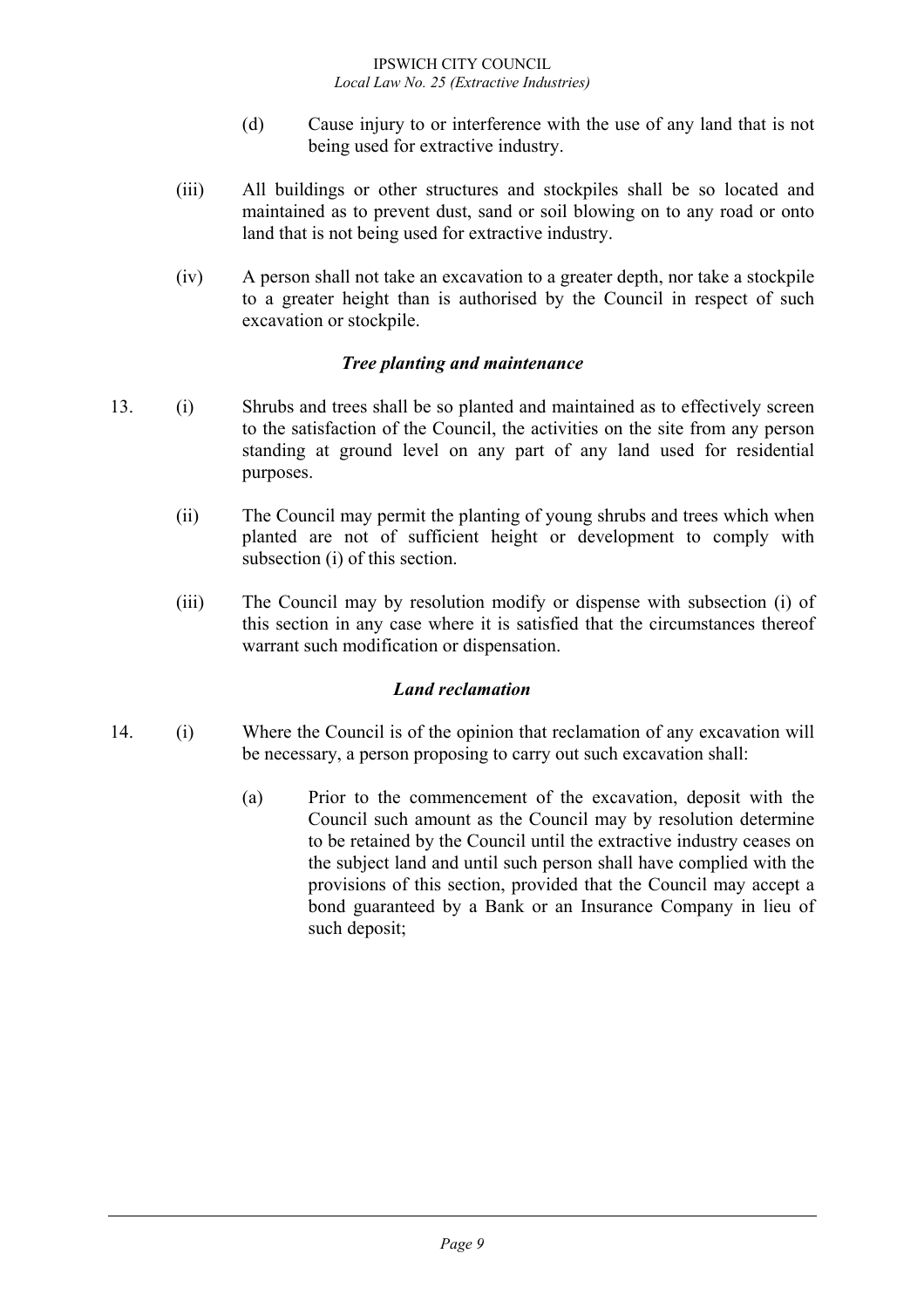(d) Cause injury to or interference with the use of any land that is not being used for extractive industry.

(iii) All buildings or other structures and stockpiles shall be so located and maintained as to prevent dust, sand or soil blowing on to any road or onto land that is not being used for extractive industry.

(iv) A person shall not take an excavation to a greater depth, nor take a stockpile to a greater height than is authorised by the Council in respect of such excavation or stockpile.

***Tree planting and maintenance***

13. (i) Shrubs and trees shall be so planted and maintained as to effectively screen to the satisfaction of the Council, the activities on the site from any person standing at ground level on any part of any land used for residential purposes.

(ii) The Council may permit the planting of young shrubs and trees which when planted are not of sufficient height or development to comply with subsection (i) of this section.

(iii) The Council may by resolution modify or dispense with subsection (i) of this section in any case where it is satisfied that the circumstances thereof warrant such modification or dispensation.

***Land reclamation***

14. (i) Where the Council is of the opinion that reclamation of any excavation will be necessary, a person proposing to carry out such excavation shall:

(a) Prior to the commencement of the excavation, deposit with the Council such amount as the Council may by resolution determine to be retained by the Council until the extractive industry ceases on the subject land and until such person shall have complied with the provisions of this section, provided that the Council may accept a bond guaranteed by a Bank or an Insurance Company in lieu of such deposit;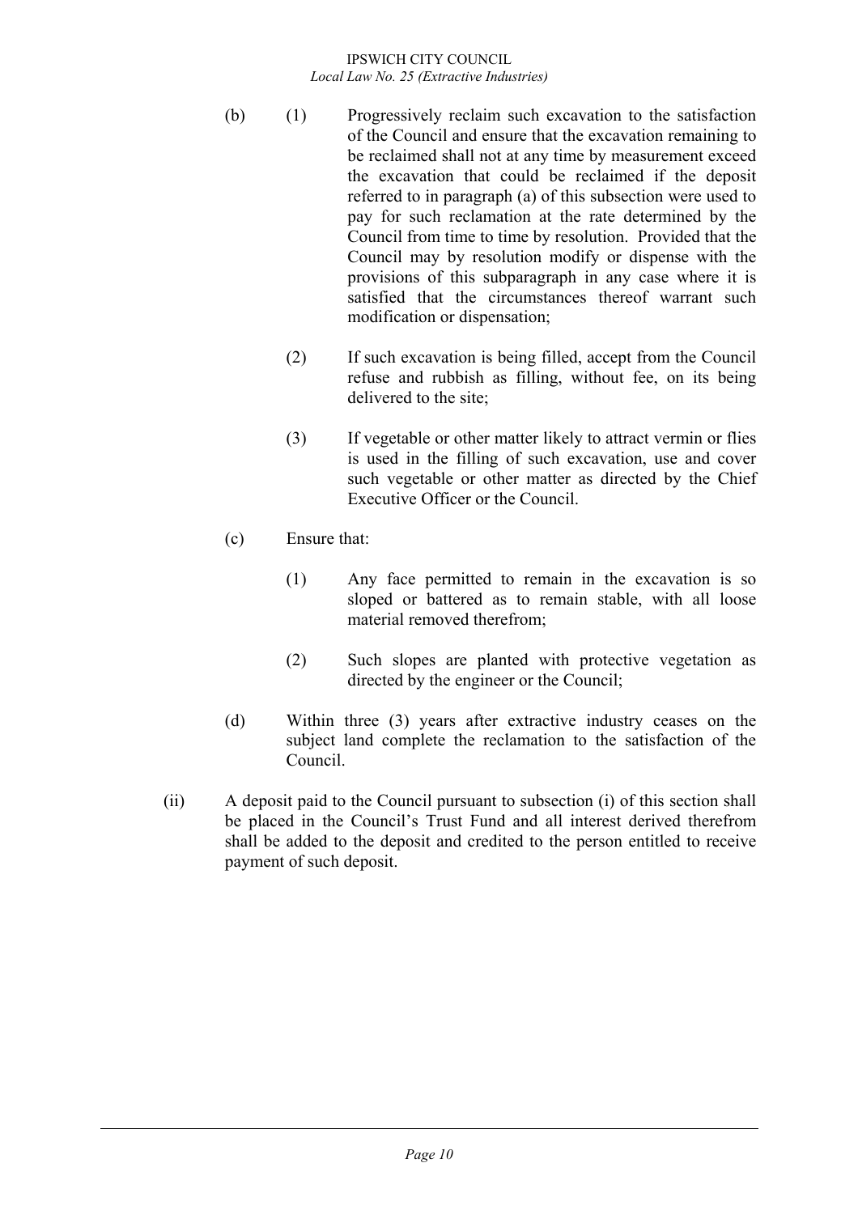(b) (1) Progressively reclaim such excavation to the satisfaction of the Council and ensure that the excavation remaining to be reclaimed shall not at any time by measurement exceed the excavation that could be reclaimed if the deposit referred to in paragraph (a) of this subsection were used to pay for such reclamation at the rate determined by the Council from time to time by resolution. Provided that the Council may by resolution modify or dispense with the provisions of this subparagraph in any case where it is satisfied that the circumstances thereof warrant such modification or dispensation;

(2) If such excavation is being filled, accept from the Council refuse and rubbish as filling, without fee, on its being delivered to the site;

(3) If vegetable or other matter likely to attract vermin or flies is used in the filling of such excavation, use and cover such vegetable or other matter as directed by the Chief Executive Officer or the Council.

(c) Ensure that:

(1) Any face permitted to remain in the excavation is so sloped or battered as to remain stable, with all loose material removed therefrom;

(2) Such slopes are planted with protective vegetation as directed by the engineer or the Council;

(d) Within three (3) years after extractive industry ceases on the subject land complete the reclamation to the satisfaction of the Council.

(ii) A deposit paid to the Council pursuant to subsection (i) of this section shall be placed in the Council's Trust Fund and all interest derived therefrom shall be added to the deposit and credited to the person entitled to receive payment of such deposit.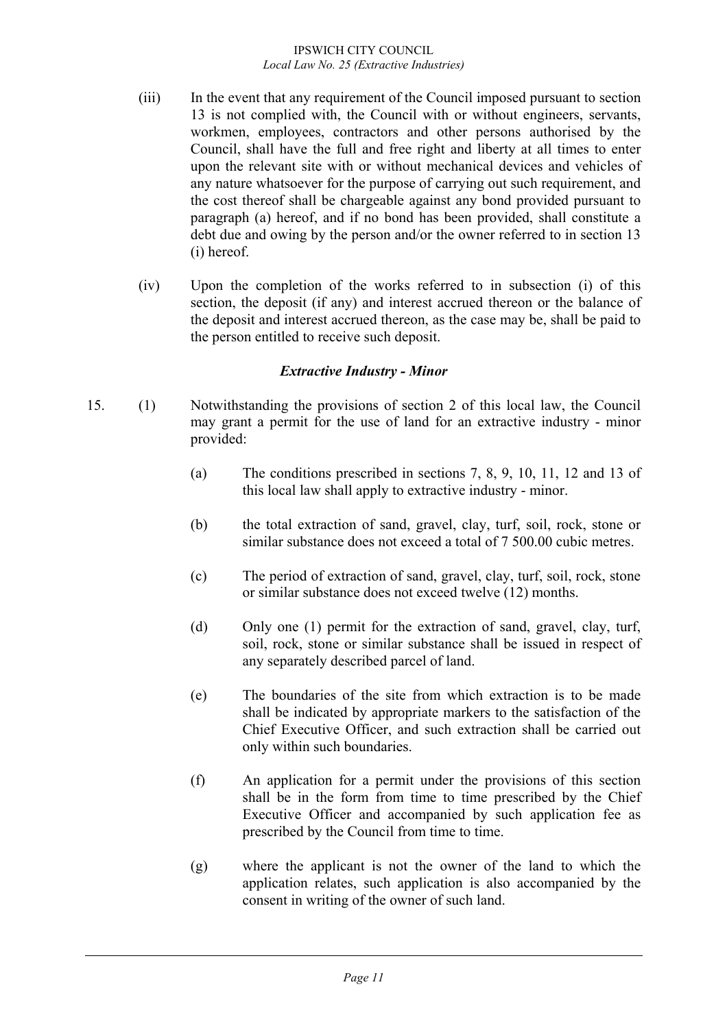(iii) In the event that any requirement of the Council imposed pursuant to section 13 is not complied with, the Council with or without engineers, servants, workmen, employees, contractors and other persons authorised by the Council, shall have the full and free right and liberty at all times to enter upon the relevant site with or without mechanical devices and vehicles of any nature whatsoever for the purpose of carrying out such requirement, and the cost thereof shall be chargeable against any bond provided pursuant to paragraph (a) hereof, and if no bond has been provided, shall constitute a debt due and owing by the person and/or the owner referred to in section 13 (i) hereof.

(iv) Upon the completion of the works referred to in subsection (i) of this section, the deposit (if any) and interest accrued thereon or the balance of the deposit and interest accrued thereon, as the case may be, shall be paid to the person entitled to receive such deposit.

### *Extractive Industry - Minor*

15. (1) Notwithstanding the provisions of section 2 of this local law, the Council may grant a permit for the use of land for an extractive industry - minor provided:

(a) The conditions prescribed in sections 7, 8, 9, 10, 11, 12 and 13 of this local law shall apply to extractive industry - minor.

(b) the total extraction of sand, gravel, clay, turf, soil, rock, stone or similar substance does not exceed a total of 7 500.00 cubic metres.

(c) The period of extraction of sand, gravel, clay, turf, soil, rock, stone or similar substance does not exceed twelve (12) months.

(d) Only one (1) permit for the extraction of sand, gravel, clay, turf, soil, rock, stone or similar substance shall be issued in respect of any separately described parcel of land.

(e) The boundaries of the site from which extraction is to be made shall be indicated by appropriate markers to the satisfaction of the Chief Executive Officer, and such extraction shall be carried out only within such boundaries.

(f) An application for a permit under the provisions of this section shall be in the form from time to time prescribed by the Chief Executive Officer and accompanied by such application fee as prescribed by the Council from time to time.

(g) where the applicant is not the owner of the land to which the application relates, such application is also accompanied by the consent in writing of the owner of such land.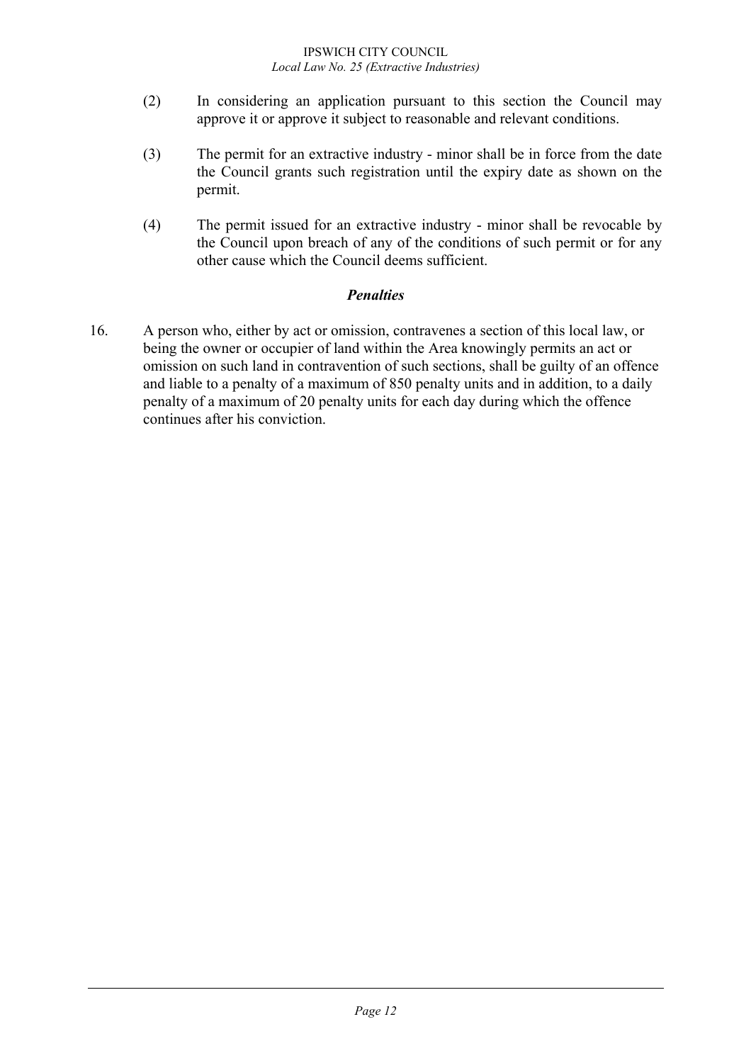(2) In considering an application pursuant to this section the Council may approve it or approve it subject to reasonable and relevant conditions.

(3) The permit for an extractive industry - minor shall be in force from the date the Council grants such registration until the expiry date as shown on the permit.

(4) The permit issued for an extractive industry - minor shall be revocable by the Council upon breach of any of the conditions of such permit or for any other cause which the Council deems sufficient.

### *Penalties*

16. A person who, either by act or omission, contravenes a section of this local law, or being the owner or occupier of land within the Area knowingly permits an act or omission on such land in contravention of such sections, shall be guilty of an offence and liable to a penalty of a maximum of 850 penalty units and in addition, to a daily penalty of a maximum of 20 penalty units for each day during which the offence continues after his conviction.